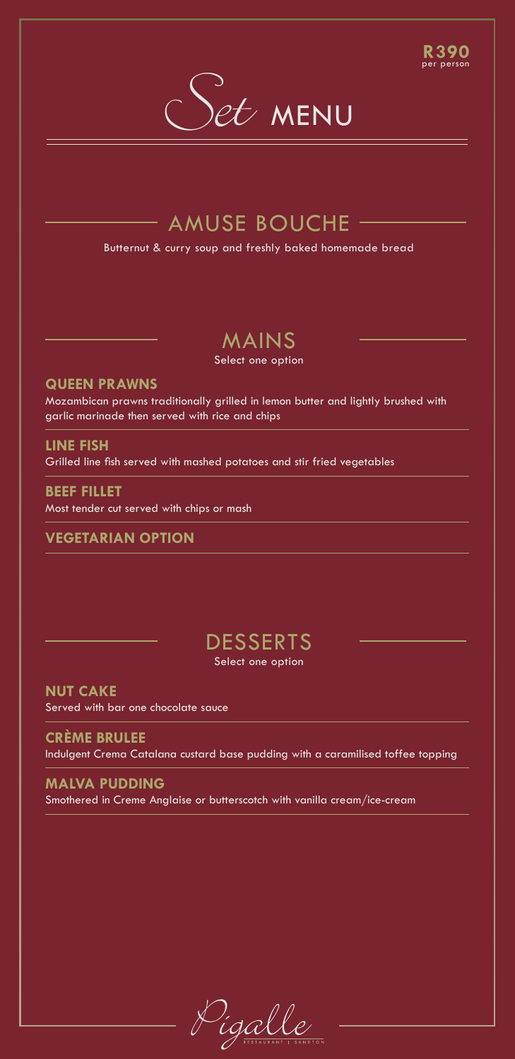**R390**
per person

# Set MENU

## AMUSE BOUCHE

Butternut & curry soup and freshly baked homemade bread

## MAINS

Select one option

**QUEEN PRAWNS**

Mozambican prawns traditionally grilled in lemon butter and lightly brushed with garlic marinade then served with rice and chips

**LINE FISH**

Grilled line fish served with mashed potatoes and stir fried vegetables

**BEEF FILLET**

Most tender cut served with chips or mash

**VEGETARIAN OPTION**

## DESSERTS

Select one option

**NUT CAKE**

Served with bar one chocolate sauce

**CRÈME BRULEE**

Indulgent Crema Catalana custard base pudding with a caramilised toffee topping

**MALVA PUDDING**

Smothered in Creme Anglaise or butterscotch with vanilla cream/ice-cream

Pigalle
RESTAURANT | SANDTON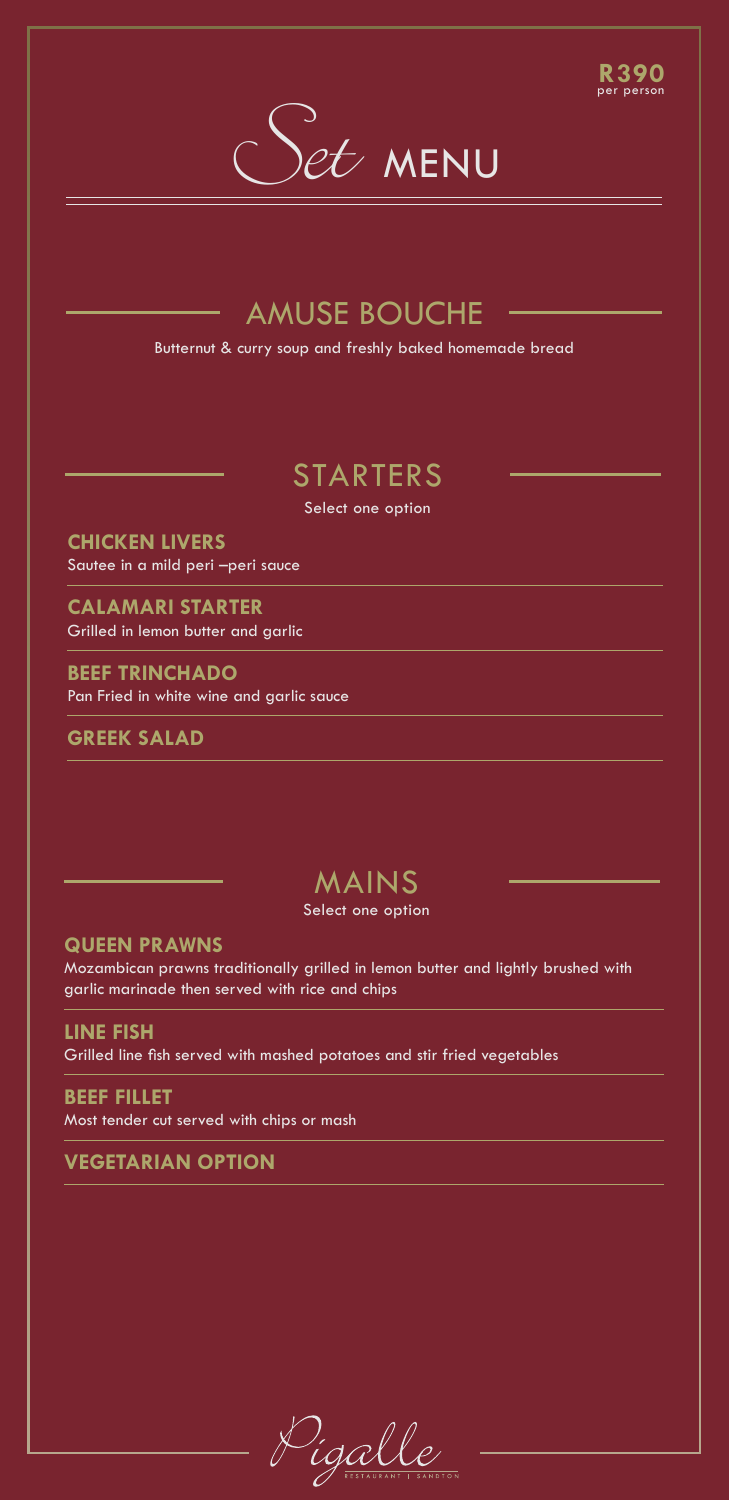**R390**
per person

# Set MENU

## AMUSE BOUCHE

Butternut & curry soup and freshly baked homemade bread

## STARTERS

Select one option

**CHICKEN LIVERS**
Sautee in a mild peri –peri sauce

**CALAMARI STARTER**
Grilled in lemon butter and garlic

**BEEF TRINCHADO**
Pan Fried in white wine and garlic sauce

**GREEK SALAD**

## MAINS

Select one option

**QUEEN PRAWNS**
Mozambican prawns traditionally grilled in lemon butter and lightly brushed with garlic marinade then served with rice and chips

**LINE FISH**
Grilled line fish served with mashed potatoes and stir fried vegetables

**BEEF FILLET**
Most tender cut served with chips or mash

**VEGETARIAN OPTION**

Pigalle
RESTAURANT | SANDTON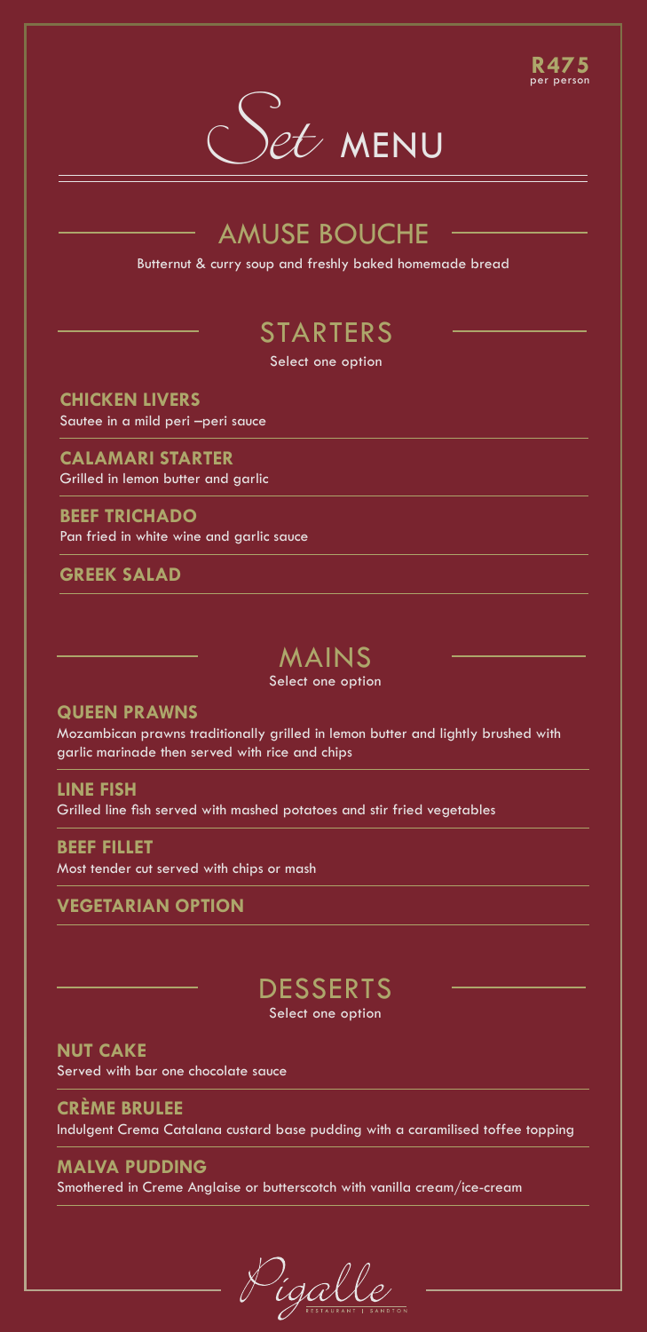**R475** per person

# Set MENU

## AMUSE BOUCHE

Butternut & curry soup and freshly baked homemade bread

## STARTERS

Select one option

**CHICKEN LIVERS**
Sautee in a mild peri –peri sauce

**CALAMARI STARTER**
Grilled in lemon butter and garlic

**BEEF TRICHADO**
Pan fried in white wine and garlic sauce

**GREEK SALAD**

## MAINS

Select one option

**QUEEN PRAWNS**
Mozambican prawns traditionally grilled in lemon butter and lightly brushed with garlic marinade then served with rice and chips

**LINE FISH**
Grilled line fish served with mashed potatoes and stir fried vegetables

**BEEF FILLET**
Most tender cut served with chips or mash

**VEGETARIAN OPTION**

## DESSERTS

Select one option

**NUT CAKE**
Served with bar one chocolate sauce

**CRÈME BRULEE**
Indulgent Crema Catalana custard base pudding with a caramilised toffee topping

**MALVA PUDDING**
Smothered in Creme Anglaise or butterscotch with vanilla cream/ice-cream

Pigalle
RESTAURANT | SANDTON